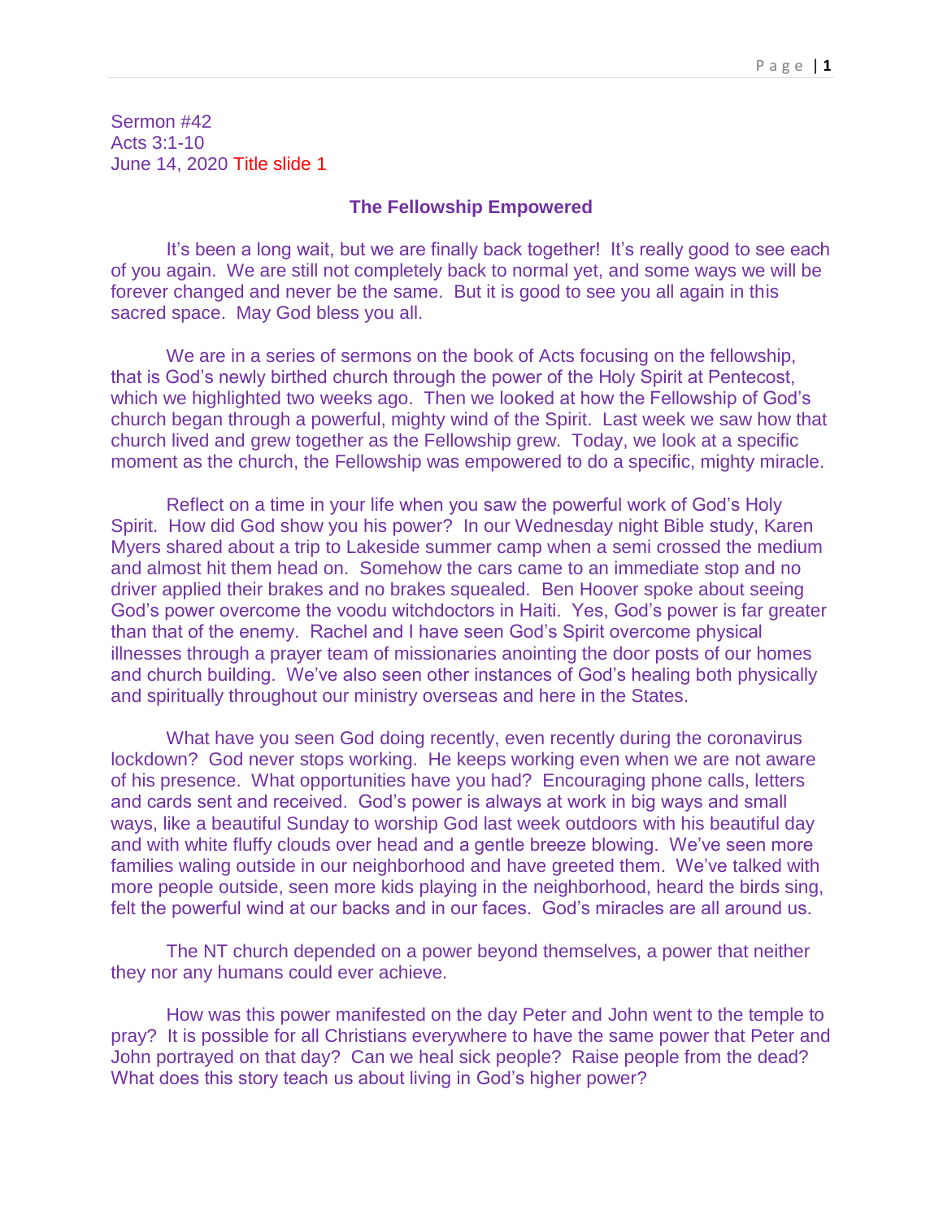Sermon #42
Acts 3:1-10
June 14, 2020 Title slide 1

## The Fellowship Empowered

It's been a long wait, but we are finally back together! It's really good to see each of you again. We are still not completely back to normal yet, and some ways we will be forever changed and never be the same. But it is good to see you all again in this sacred space. May God bless you all.

We are in a series of sermons on the book of Acts focusing on the fellowship, that is God's newly birthed church through the power of the Holy Spirit at Pentecost, which we highlighted two weeks ago. Then we looked at how the Fellowship of God's church began through a powerful, mighty wind of the Spirit. Last week we saw how that church lived and grew together as the Fellowship grew. Today, we look at a specific moment as the church, the Fellowship was empowered to do a specific, mighty miracle.

Reflect on a time in your life when you saw the powerful work of God's Holy Spirit. How did God show you his power? In our Wednesday night Bible study, Karen Myers shared about a trip to Lakeside summer camp when a semi crossed the medium and almost hit them head on. Somehow the cars came to an immediate stop and no driver applied their brakes and no brakes squealed. Ben Hoover spoke about seeing God's power overcome the voodu witchdoctors in Haiti. Yes, God's power is far greater than that of the enemy. Rachel and I have seen God's Spirit overcome physical illnesses through a prayer team of missionaries anointing the door posts of our homes and church building. We've also seen other instances of God's healing both physically and spiritually throughout our ministry overseas and here in the States.

What have you seen God doing recently, even recently during the coronavirus lockdown? God never stops working. He keeps working even when we are not aware of his presence. What opportunities have you had? Encouraging phone calls, letters and cards sent and received. God's power is always at work in big ways and small ways, like a beautiful Sunday to worship God last week outdoors with his beautiful day and with white fluffy clouds over head and a gentle breeze blowing. We've seen more families waling outside in our neighborhood and have greeted them. We've talked with more people outside, seen more kids playing in the neighborhood, heard the birds sing, felt the powerful wind at our backs and in our faces. God's miracles are all around us.

The NT church depended on a power beyond themselves, a power that neither they nor any humans could ever achieve.

How was this power manifested on the day Peter and John went to the temple to pray? It is possible for all Christians everywhere to have the same power that Peter and John portrayed on that day? Can we heal sick people? Raise people from the dead? What does this story teach us about living in God's higher power?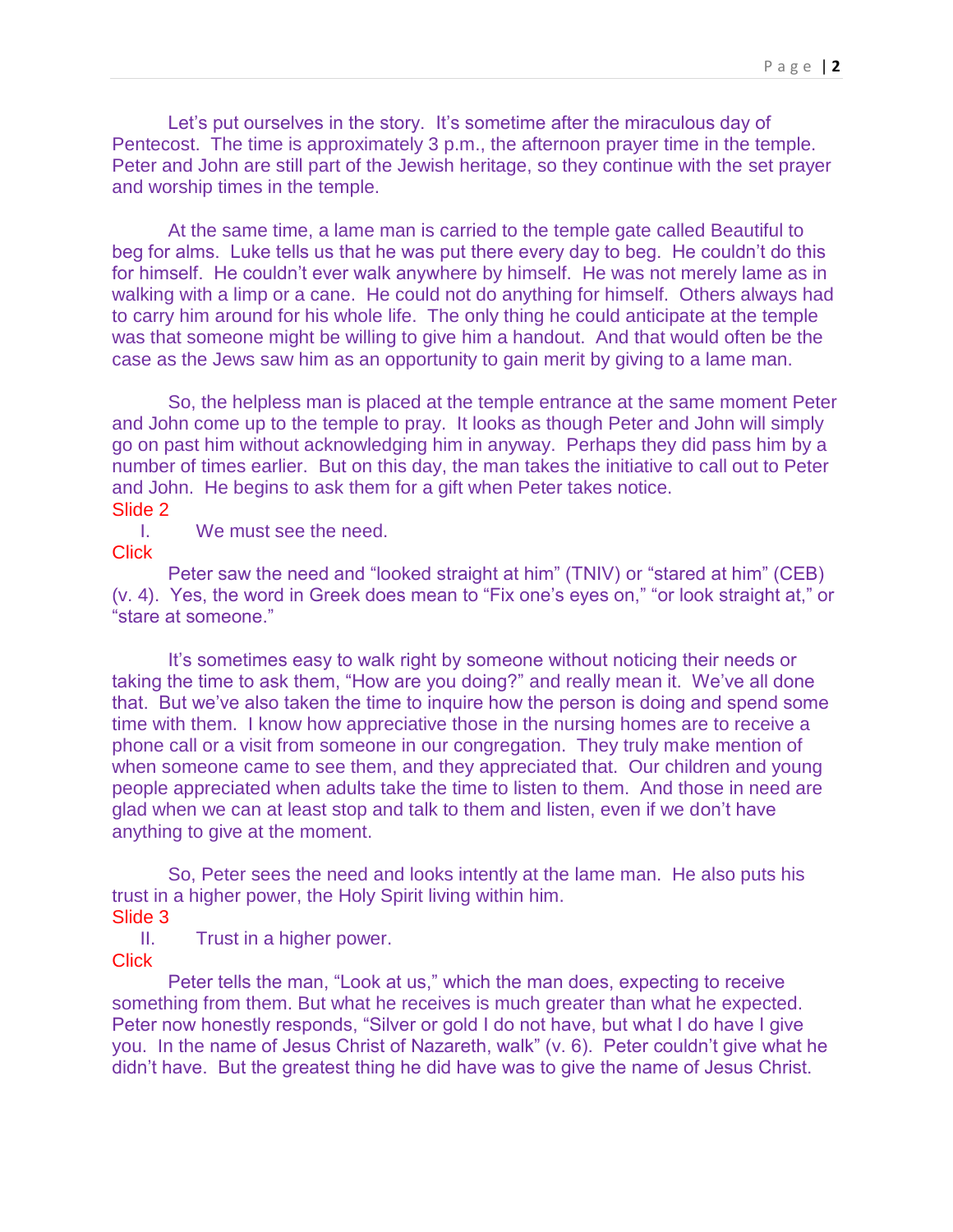Let's put ourselves in the story. It's sometime after the miraculous day of Pentecost. The time is approximately 3 p.m., the afternoon prayer time in the temple. Peter and John are still part of the Jewish heritage, so they continue with the set prayer and worship times in the temple.

At the same time, a lame man is carried to the temple gate called Beautiful to beg for alms. Luke tells us that he was put there every day to beg. He couldn't do this for himself. He couldn't ever walk anywhere by himself. He was not merely lame as in walking with a limp or a cane. He could not do anything for himself. Others always had to carry him around for his whole life. The only thing he could anticipate at the temple was that someone might be willing to give him a handout. And that would often be the case as the Jews saw him as an opportunity to gain merit by giving to a lame man.

So, the helpless man is placed at the temple entrance at the same moment Peter and John come up to the temple to pray. It looks as though Peter and John will simply go on past him without acknowledging him in anyway. Perhaps they did pass him by a number of times earlier. But on this day, the man takes the initiative to call out to Peter and John. He begins to ask them for a gift when Peter takes notice.

Slide 2

I. We must see the need.

Click

Peter saw the need and "looked straight at him" (TNIV) or "stared at him" (CEB) (v. 4). Yes, the word in Greek does mean to "Fix one's eyes on," "or look straight at," or "stare at someone."

It's sometimes easy to walk right by someone without noticing their needs or taking the time to ask them, "How are you doing?" and really mean it. We've all done that. But we've also taken the time to inquire how the person is doing and spend some time with them. I know how appreciative those in the nursing homes are to receive a phone call or a visit from someone in our congregation. They truly make mention of when someone came to see them, and they appreciated that. Our children and young people appreciated when adults take the time to listen to them. And those in need are glad when we can at least stop and talk to them and listen, even if we don't have anything to give at the moment.

So, Peter sees the need and looks intently at the lame man. He also puts his trust in a higher power, the Holy Spirit living within him.

Slide 3

II. Trust in a higher power.

Click

Peter tells the man, "Look at us," which the man does, expecting to receive something from them. But what he receives is much greater than what he expected. Peter now honestly responds, "Silver or gold I do not have, but what I do have I give you. In the name of Jesus Christ of Nazareth, walk" (v. 6). Peter couldn't give what he didn't have. But the greatest thing he did have was to give the name of Jesus Christ.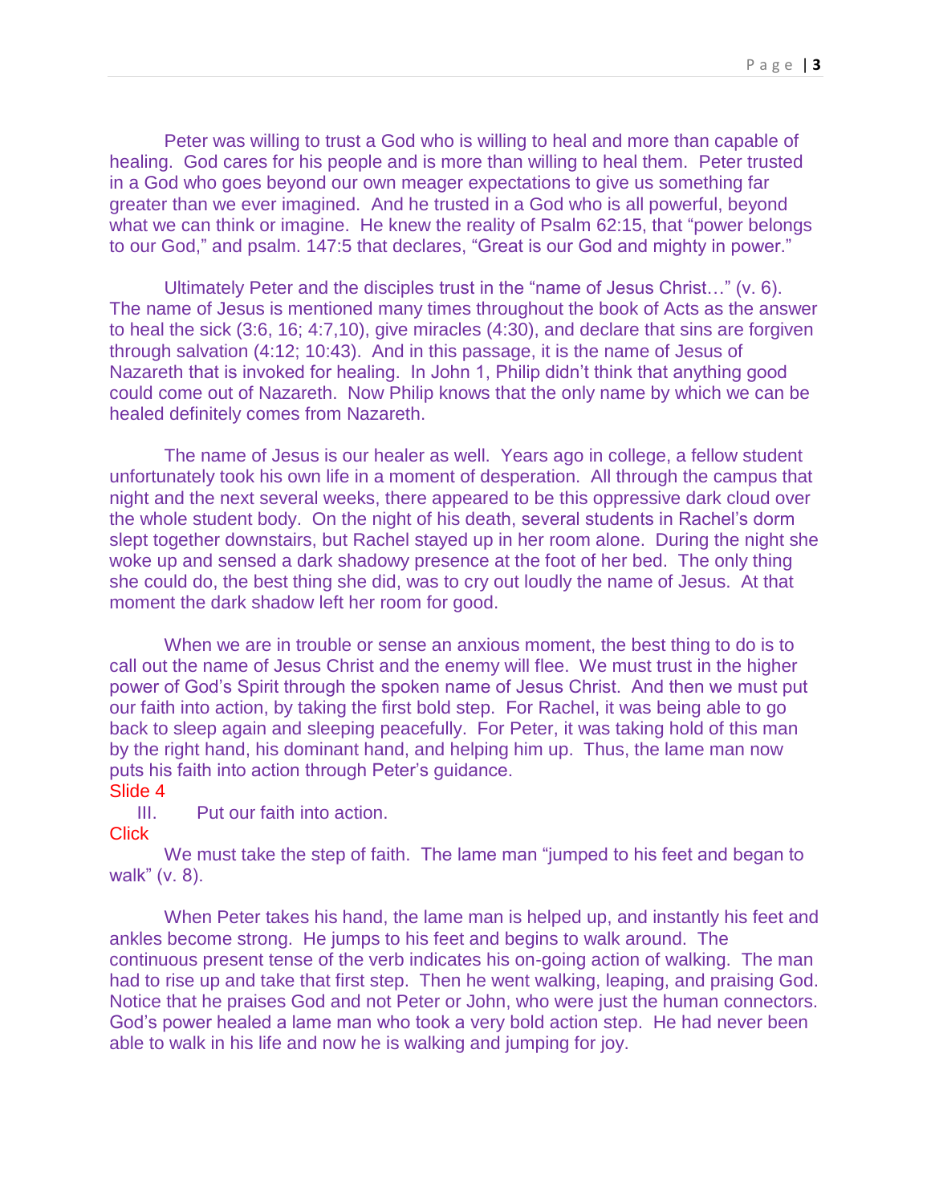Peter was willing to trust a God who is willing to heal and more than capable of healing. God cares for his people and is more than willing to heal them. Peter trusted in a God who goes beyond our own meager expectations to give us something far greater than we ever imagined. And he trusted in a God who is all powerful, beyond what we can think or imagine. He knew the reality of Psalm 62:15, that "power belongs to our God," and psalm. 147:5 that declares, "Great is our God and mighty in power."

Ultimately Peter and the disciples trust in the "name of Jesus Christ…" (v. 6). The name of Jesus is mentioned many times throughout the book of Acts as the answer to heal the sick (3:6, 16; 4:7,10), give miracles (4:30), and declare that sins are forgiven through salvation (4:12; 10:43). And in this passage, it is the name of Jesus of Nazareth that is invoked for healing. In John 1, Philip didn't think that anything good could come out of Nazareth. Now Philip knows that the only name by which we can be healed definitely comes from Nazareth.

The name of Jesus is our healer as well. Years ago in college, a fellow student unfortunately took his own life in a moment of desperation. All through the campus that night and the next several weeks, there appeared to be this oppressive dark cloud over the whole student body. On the night of his death, several students in Rachel's dorm slept together downstairs, but Rachel stayed up in her room alone. During the night she woke up and sensed a dark shadowy presence at the foot of her bed. The only thing she could do, the best thing she did, was to cry out loudly the name of Jesus. At that moment the dark shadow left her room for good.

When we are in trouble or sense an anxious moment, the best thing to do is to call out the name of Jesus Christ and the enemy will flee. We must trust in the higher power of God's Spirit through the spoken name of Jesus Christ. And then we must put our faith into action, by taking the first bold step. For Rachel, it was being able to go back to sleep again and sleeping peacefully. For Peter, it was taking hold of this man by the right hand, his dominant hand, and helping him up. Thus, the lame man now puts his faith into action through Peter's guidance.

Slide 4

III. Put our faith into action.

Click

We must take the step of faith. The lame man "jumped to his feet and began to walk" (v. 8).

When Peter takes his hand, the lame man is helped up, and instantly his feet and ankles become strong. He jumps to his feet and begins to walk around. The continuous present tense of the verb indicates his on-going action of walking. The man had to rise up and take that first step. Then he went walking, leaping, and praising God. Notice that he praises God and not Peter or John, who were just the human connectors. God's power healed a lame man who took a very bold action step. He had never been able to walk in his life and now he is walking and jumping for joy.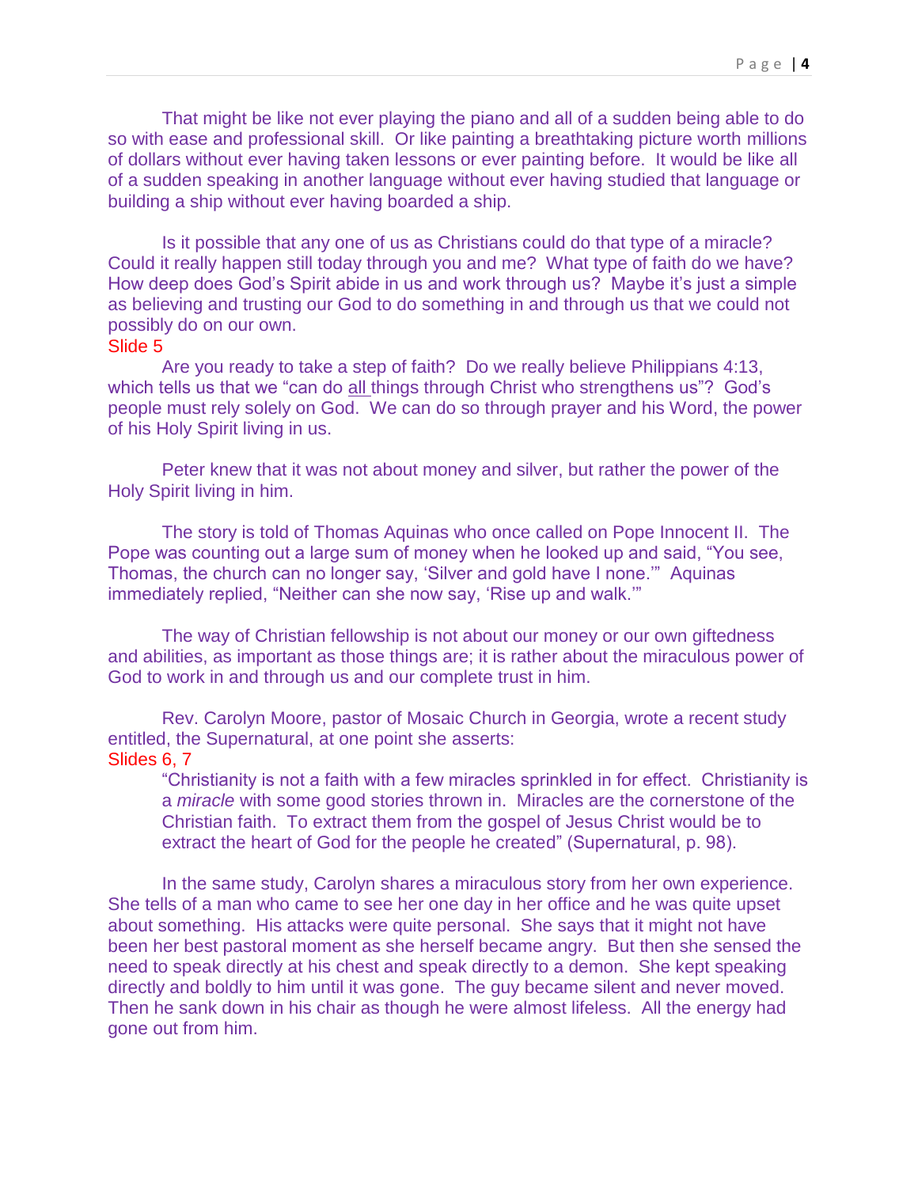That might be like not ever playing the piano and all of a sudden being able to do so with ease and professional skill. Or like painting a breathtaking picture worth millions of dollars without ever having taken lessons or ever painting before. It would be like all of a sudden speaking in another language without ever having studied that language or building a ship without ever having boarded a ship.

Is it possible that any one of us as Christians could do that type of a miracle? Could it really happen still today through you and me? What type of faith do we have? How deep does God's Spirit abide in us and work through us? Maybe it's just a simple as believing and trusting our God to do something in and through us that we could not possibly do on our own.

Slide 5

Are you ready to take a step of faith? Do we really believe Philippians 4:13, which tells us that we "can do <u>all</u> things through Christ who strengthens us"? God's people must rely solely on God. We can do so through prayer and his Word, the power of his Holy Spirit living in us.

Peter knew that it was not about money and silver, but rather the power of the Holy Spirit living in him.

The story is told of Thomas Aquinas who once called on Pope Innocent II. The Pope was counting out a large sum of money when he looked up and said, "You see, Thomas, the church can no longer say, 'Silver and gold have I none.'" Aquinas immediately replied, "Neither can she now say, 'Rise up and walk.'"

The way of Christian fellowship is not about our money or our own giftedness and abilities, as important as those things are; it is rather about the miraculous power of God to work in and through us and our complete trust in him.

Rev. Carolyn Moore, pastor of Mosaic Church in Georgia, wrote a recent study entitled, the Supernatural, at one point she asserts:

Slides 6, 7

> "Christianity is not a faith with a few miracles sprinkled in for effect. Christianity is a *miracle* with some good stories thrown in. Miracles are the cornerstone of the Christian faith. To extract them from the gospel of Jesus Christ would be to extract the heart of God for the people he created" (Supernatural, p. 98).

In the same study, Carolyn shares a miraculous story from her own experience. She tells of a man who came to see her one day in her office and he was quite upset about something. His attacks were quite personal. She says that it might not have been her best pastoral moment as she herself became angry. But then she sensed the need to speak directly at his chest and speak directly to a demon. She kept speaking directly and boldly to him until it was gone. The guy became silent and never moved. Then he sank down in his chair as though he were almost lifeless. All the energy had gone out from him.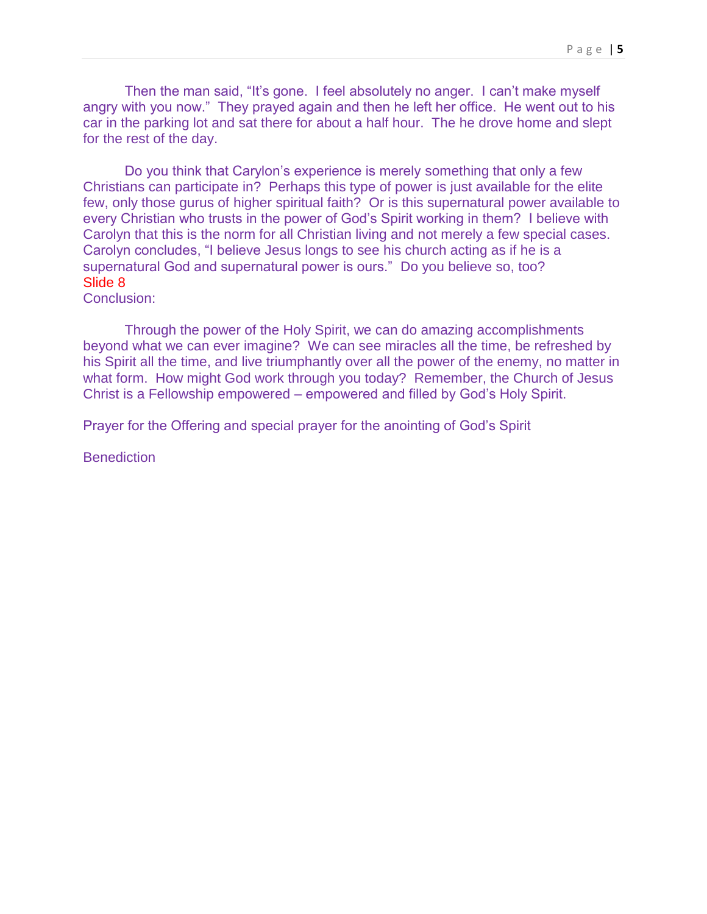Then the man said, “It’s gone. I feel absolutely no anger. I can’t make myself angry with you now.” They prayed again and then he left her office. He went out to his car in the parking lot and sat there for about a half hour. The he drove home and slept for the rest of the day.

Do you think that Carylon’s experience is merely something that only a few Christians can participate in? Perhaps this type of power is just available for the elite few, only those gurus of higher spiritual faith? Or is this supernatural power available to every Christian who trusts in the power of God’s Spirit working in them? I believe with Carolyn that this is the norm for all Christian living and not merely a few special cases. Carolyn concludes, “I believe Jesus longs to see his church acting as if he is a supernatural God and supernatural power is ours.” Do you believe so, too?

Slide 8

Conclusion:

Through the power of the Holy Spirit, we can do amazing accomplishments beyond what we can ever imagine? We can see miracles all the time, be refreshed by his Spirit all the time, and live triumphantly over all the power of the enemy, no matter in what form. How might God work through you today? Remember, the Church of Jesus Christ is a Fellowship empowered – empowered and filled by God’s Holy Spirit.

Prayer for the Offering and special prayer for the anointing of God’s Spirit

Benediction